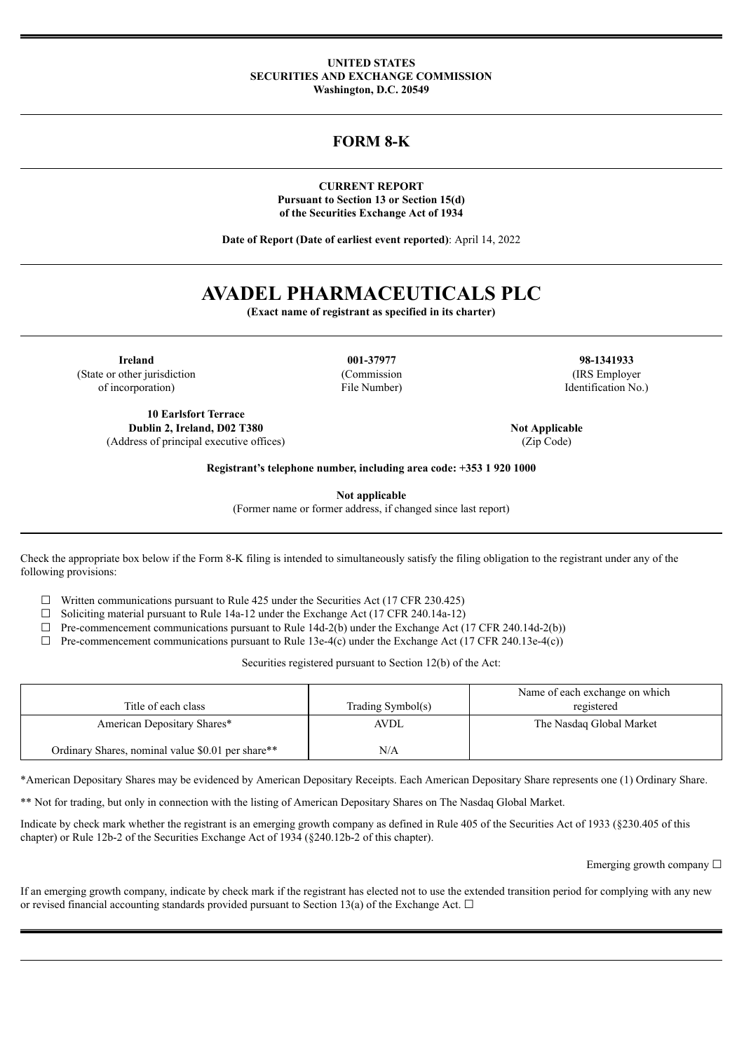**UNITED STATES**
**SECURITIES AND EXCHANGE COMMISSION**
**Washington, D.C. 20549**

---

# FORM 8-K

---

**CURRENT REPORT**
**Pursuant to Section 13 or Section 15(d)**
**of the Securities Exchange Act of 1934**

**Date of Report (Date of earliest event reported)**: April 14, 2022

---

# AVADEL PHARMACEUTICALS PLC

**(Exact name of registrant as specified in its charter)**

---

| **Ireland** | **001-37977** | **98-1341933** |
|---|---|---|
| (State or other jurisdiction of incorporation) | (Commission File Number) | (IRS Employer Identification No.) |

| **10 Earlsfort Terrace** **Dublin 2, Ireland, D02 T380** | **Not Applicable** |
|---|---|
| (Address of principal executive offices) | (Zip Code) |

**Registrant's telephone number, including area code: +353 1 920 1000**

**Not applicable**
(Former name or former address, if changed since last report)

---

Check the appropriate box below if the Form 8-K filing is intended to simultaneously satisfy the filing obligation to the registrant under any of the following provisions:

☐ Written communications pursuant to Rule 425 under the Securities Act (17 CFR 230.425)
☐ Soliciting material pursuant to Rule 14a-12 under the Exchange Act (17 CFR 240.14a-12)
☐ Pre-commencement communications pursuant to Rule 14d-2(b) under the Exchange Act (17 CFR 240.14d-2(b))
☐ Pre-commencement communications pursuant to Rule 13e-4(c) under the Exchange Act (17 CFR 240.13e-4(c))

Securities registered pursuant to Section 12(b) of the Act:

| Title of each class | Trading Symbol(s) | Name of each exchange on which registered |
|---|---|---|
| American Depositary Shares* | AVDL | The Nasdaq Global Market |
| Ordinary Shares, nominal value $0.01 per share** | N/A | |

*American Depositary Shares may be evidenced by American Depositary Receipts. Each American Depositary Share represents one (1) Ordinary Share.

** Not for trading, but only in connection with the listing of American Depositary Shares on The Nasdaq Global Market.

Indicate by check mark whether the registrant is an emerging growth company as defined in Rule 405 of the Securities Act of 1933 (§230.405 of this chapter) or Rule 12b-2 of the Securities Exchange Act of 1934 (§240.12b-2 of this chapter).

Emerging growth company ☐

If an emerging growth company, indicate by check mark if the registrant has elected not to use the extended transition period for complying with any new or revised financial accounting standards provided pursuant to Section 13(a) of the Exchange Act. ☐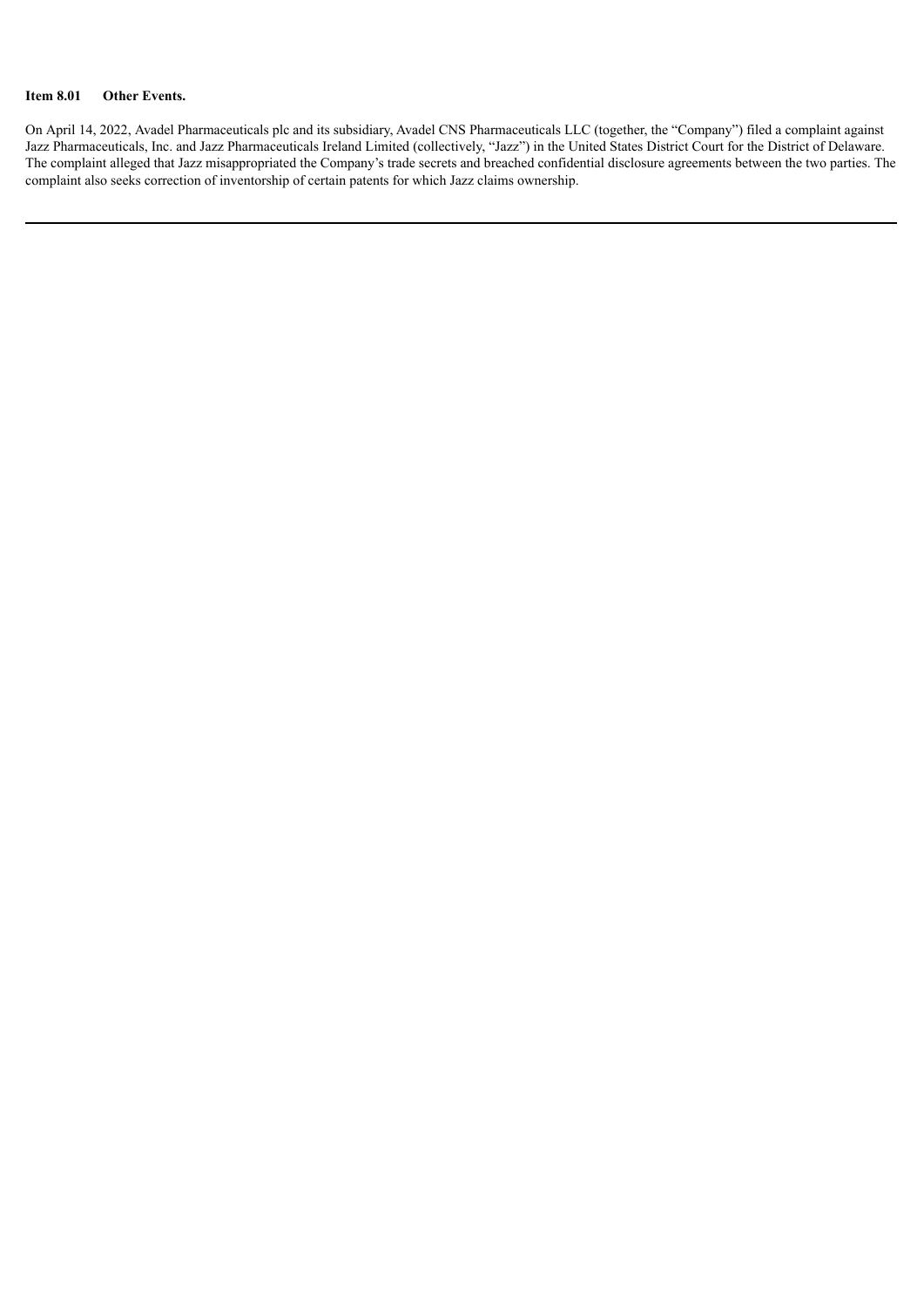**Item 8.01 Other Events.**

On April 14, 2022, Avadel Pharmaceuticals plc and its subsidiary, Avadel CNS Pharmaceuticals LLC (together, the "Company") filed a complaint against Jazz Pharmaceuticals, Inc. and Jazz Pharmaceuticals Ireland Limited (collectively, "Jazz") in the United States District Court for the District of Delaware. The complaint alleged that Jazz misappropriated the Company's trade secrets and breached confidential disclosure agreements between the two parties. The complaint also seeks correction of inventorship of certain patents for which Jazz claims ownership.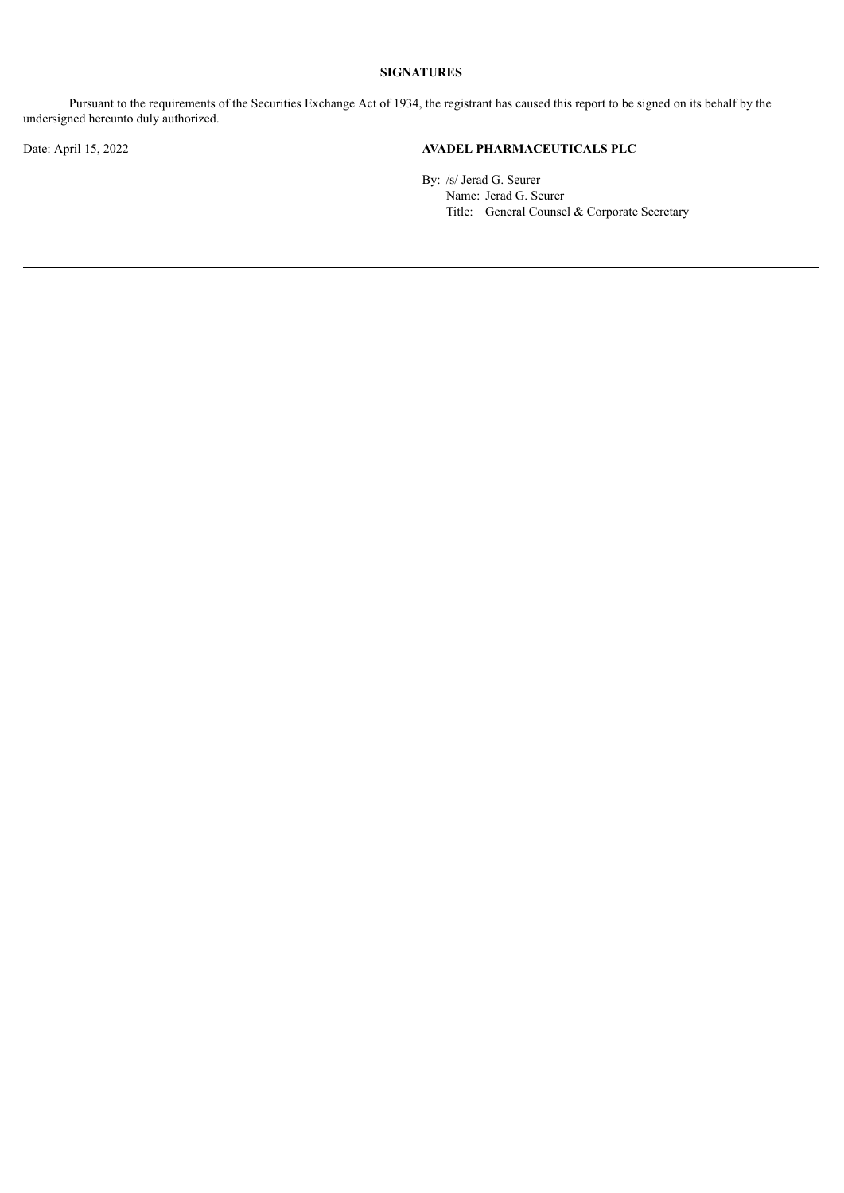**SIGNATURES**

Pursuant to the requirements of the Securities Exchange Act of 1934, the registrant has caused this report to be signed on its behalf by the undersigned hereunto duly authorized.

Date: April 15, 2022

**AVADEL PHARMACEUTICALS PLC**

By: /s/ Jerad G. Seurer

Name: Jerad G. Seurer

Title: General Counsel & Corporate Secretary